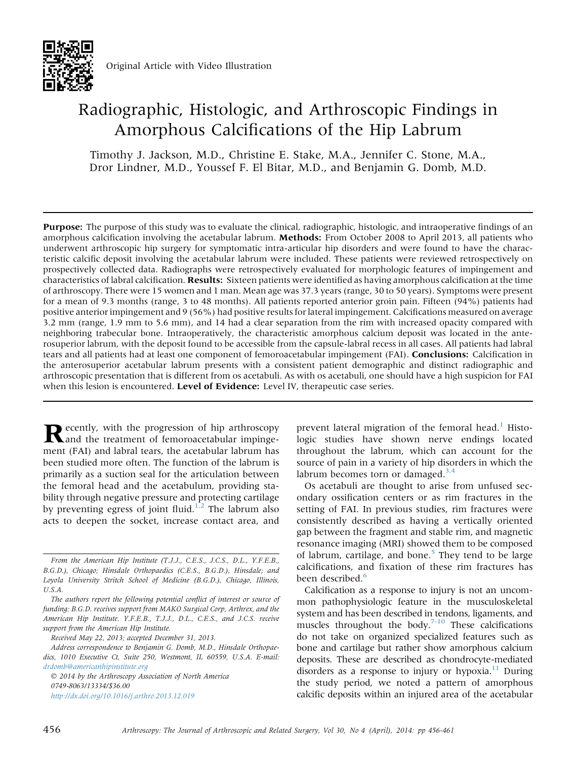Original Article with Video Illustration

# Radiographic, Histologic, and Arthroscopic Findings in Amorphous Calcifications of the Hip Labrum

Timothy J. Jackson, M.D., Christine E. Stake, M.A., Jennifer C. Stone, M.A., Dror Lindner, M.D., Youssef F. El Bitar, M.D., and Benjamin G. Domb, M.D.

**Purpose:** The purpose of this study was to evaluate the clinical, radiographic, histologic, and intraoperative findings of an amorphous calcification involving the acetabular labrum. **Methods:** From October 2008 to April 2013, all patients who underwent arthroscopic hip surgery for symptomatic intra-articular hip disorders and were found to have the characteristic calcific deposit involving the acetabular labrum were included. These patients were reviewed retrospectively on prospectively collected data. Radiographs were retrospectively evaluated for morphologic features of impingement and characteristics of labral calcification. **Results:** Sixteen patients were identified as having amorphous calcification at the time of arthroscopy. There were 15 women and 1 man. Mean age was 37.3 years (range, 30 to 50 years). Symptoms were present for a mean of 9.3 months (range, 3 to 48 months). All patients reported anterior groin pain. Fifteen (94%) patients had positive anterior impingement and 9 (56%) had positive results for lateral impingement. Calcifications measured on average 3.2 mm (range, 1.9 mm to 5.6 mm), and 14 had a clear separation from the rim with increased opacity compared with neighboring trabecular bone. Intraoperatively, the characteristic amorphous calcium deposit was located in the anterosuperior labrum, with the deposit found to be accessible from the capsule-labral recess in all cases. All patients had labral tears and all patients had at least one component of femoroacetabular impingement (FAI). **Conclusions:** Calcification in the anterosuperior acetabular labrum presents with a consistent patient demographic and distinct radiographic and arthroscopic presentation that is different from os acetabuli. As with os acetabuli, one should have a high suspicion for FAI when this lesion is encountered. **Level of Evidence:** Level IV, therapeutic case series.

Recently, with the progression of hip arthroscopy and the treatment of femoroacetabular impingement (FAI) and labral tears, the acetabular labrum has been studied more often. The function of the labrum is primarily as a suction seal for the articulation between the femoral head and the acetabulum, providing stability through negative pressure and protecting cartilage by preventing egress of joint fluid.[1,2] The labrum also acts to deepen the socket, increase contact area, and prevent lateral migration of the femoral head.[1] Histologic studies have shown nerve endings located throughout the labrum, which can account for the source of pain in a variety of hip disorders in which the labrum becomes torn or damaged.[3,4]

Os acetabuli are thought to arise from unfused secondary ossification centers or as rim fractures in the setting of FAI. In previous studies, rim fractures were consistently described as having a vertically oriented gap between the fragment and stable rim, and magnetic resonance imaging (MRI) showed them to be composed of labrum, cartilage, and bone.[5] They tend to be large calcifications, and fixation of these rim fractures has been described.[6]

Calcification as a response to injury is not an uncommon pathophysiologic feature in the musculoskeletal system and has been described in tendons, ligaments, and muscles throughout the body.[7-10] These calcifications do not take on organized specialized features such as bone and cartilage but rather show amorphous calcium deposits. These are described as chondrocyte-mediated disorders as a response to injury or hypoxia.[11] During the study period, we noted a pattern of amorphous calcific deposits within an injured area of the acetabular

*From the American Hip Institute (T.J.J., C.E.S., J.C.S., D.L., Y.F.E.B., B.G.D.), Chicago; Hinsdale Orthopaedics (C.E.S., B.G.D.), Hinsdale; and Loyola University Stritch School of Medicine (B.G.D.), Chicago, Illinois, U.S.A.*

*The authors report the following potential conflict of interest or source of funding: B.G.D. receives support from MAKO Surgical Corp, Arthrex, and the American Hip Institute. Y.F.E.B., T.J.J., D.L., C.E.S., and J.C.S. receive support from the American Hip Institute.*

*Received May 22, 2013; accepted December 31, 2013.*

*Address correspondence to Benjamin G. Domb, M.D., Hinsdale Orthopaedics, 1010 Executive Ct, Suite 250, Westmont, IL 60559, U.S.A. E-mail: drdomb@americanhipinstitute.org*

*© 2014 by the Arthroscopy Association of North America*
*0749-8063/13334/$36.00*
*http://dx.doi.org/10.1016/j.arthro.2013.12.019*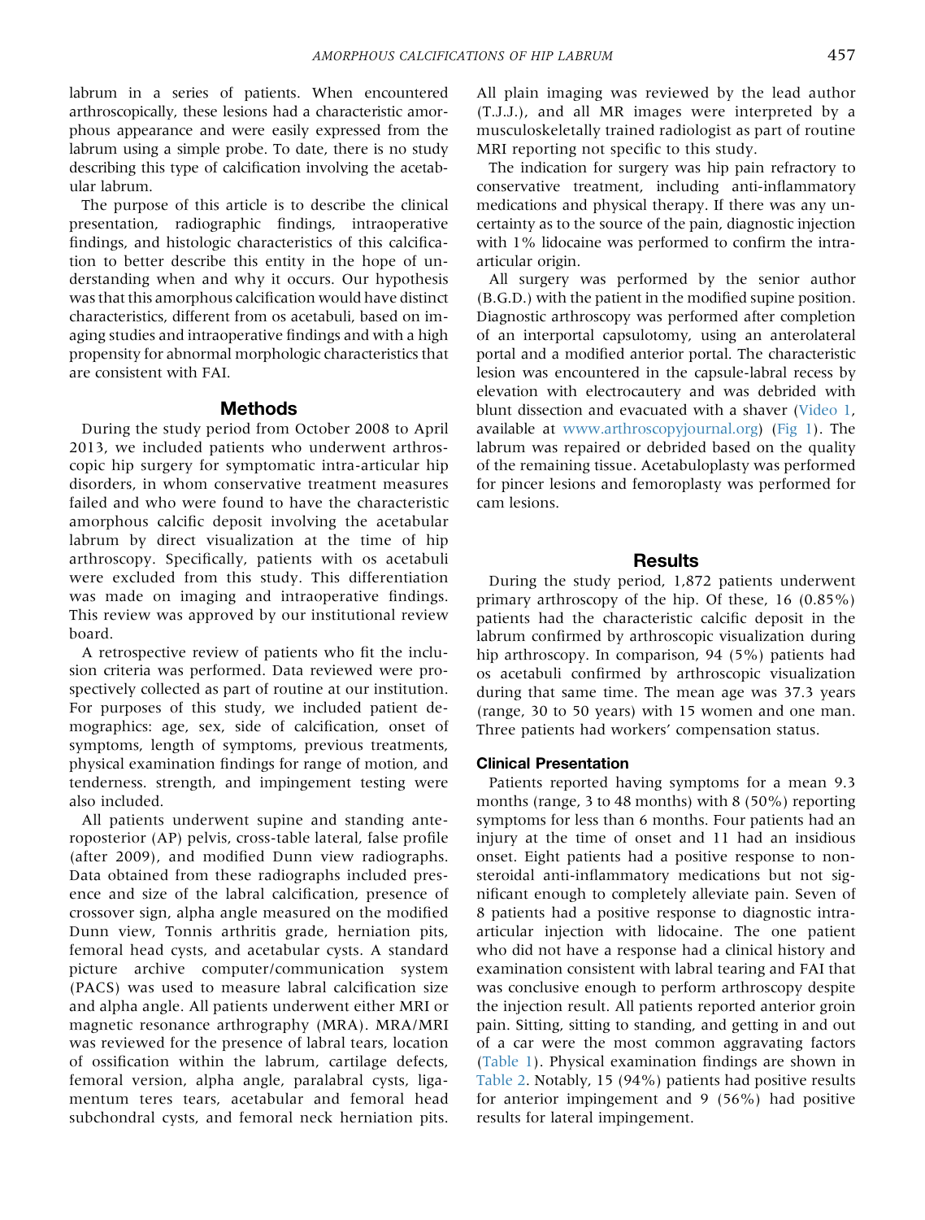labrum in a series of patients. When encountered arthroscopically, these lesions had a characteristic amorphous appearance and were easily expressed from the labrum using a simple probe. To date, there is no study describing this type of calcification involving the acetabular labrum.

The purpose of this article is to describe the clinical presentation, radiographic findings, intraoperative findings, and histologic characteristics of this calcification to better describe this entity in the hope of understanding when and why it occurs. Our hypothesis was that this amorphous calcification would have distinct characteristics, different from os acetabuli, based on imaging studies and intraoperative findings and with a high propensity for abnormal morphologic characteristics that are consistent with FAI.

## Methods

During the study period from October 2008 to April 2013, we included patients who underwent arthroscopic hip surgery for symptomatic intra-articular hip disorders, in whom conservative treatment measures failed and who were found to have the characteristic amorphous calcific deposit involving the acetabular labrum by direct visualization at the time of hip arthroscopy. Specifically, patients with os acetabuli were excluded from this study. This differentiation was made on imaging and intraoperative findings. This review was approved by our institutional review board.

A retrospective review of patients who fit the inclusion criteria was performed. Data reviewed were prospectively collected as part of routine at our institution. For purposes of this study, we included patient demographics: age, sex, side of calcification, onset of symptoms, length of symptoms, previous treatments, physical examination findings for range of motion, and tenderness. strength, and impingement testing were also included.

All patients underwent supine and standing anteroposterior (AP) pelvis, cross-table lateral, false profile (after 2009), and modified Dunn view radiographs. Data obtained from these radiographs included presence and size of the labral calcification, presence of crossover sign, alpha angle measured on the modified Dunn view, Tonnis arthritis grade, herniation pits, femoral head cysts, and acetabular cysts. A standard picture archive computer/communication system (PACS) was used to measure labral calcification size and alpha angle. All patients underwent either MRI or magnetic resonance arthrography (MRA). MRA/MRI was reviewed for the presence of labral tears, location of ossification within the labrum, cartilage defects, femoral version, alpha angle, paralabral cysts, ligamentum teres tears, acetabular and femoral head subchondral cysts, and femoral neck herniation pits. All plain imaging was reviewed by the lead author (T.J.J.), and all MR images were interpreted by a musculoskeletally trained radiologist as part of routine MRI reporting not specific to this study.

The indication for surgery was hip pain refractory to conservative treatment, including anti-inflammatory medications and physical therapy. If there was any uncertainty as to the source of the pain, diagnostic injection with 1% lidocaine was performed to confirm the intra-articular origin.

All surgery was performed by the senior author (B.G.D.) with the patient in the modified supine position. Diagnostic arthroscopy was performed after completion of an interportal capsulotomy, using an anterolateral portal and a modified anterior portal. The characteristic lesion was encountered in the capsule-labral recess by elevation with electrocautery and was debrided with blunt dissection and evacuated with a shaver (Video 1, available at www.arthroscopyjournal.org) (Fig 1). The labrum was repaired or debrided based on the quality of the remaining tissue. Acetabuloplasty was performed for pincer lesions and femoroplasty was performed for cam lesions.

## Results

During the study period, 1,872 patients underwent primary arthroscopy of the hip. Of these, 16 (0.85%) patients had the characteristic calcific deposit in the labrum confirmed by arthroscopic visualization during hip arthroscopy. In comparison, 94 (5%) patients had os acetabuli confirmed by arthroscopic visualization during that same time. The mean age was 37.3 years (range, 30 to 50 years) with 15 women and one man. Three patients had workers' compensation status.

### Clinical Presentation

Patients reported having symptoms for a mean 9.3 months (range, 3 to 48 months) with 8 (50%) reporting symptoms for less than 6 months. Four patients had an injury at the time of onset and 11 had an insidious onset. Eight patients had a positive response to nonsteroidal anti-inflammatory medications but not significant enough to completely alleviate pain. Seven of 8 patients had a positive response to diagnostic intra-articular injection with lidocaine. The one patient who did not have a response had a clinical history and examination consistent with labral tearing and FAI that was conclusive enough to perform arthroscopy despite the injection result. All patients reported anterior groin pain. Sitting, sitting to standing, and getting in and out of a car were the most common aggravating factors (Table 1). Physical examination findings are shown in Table 2. Notably, 15 (94%) patients had positive results for anterior impingement and 9 (56%) had positive results for lateral impingement.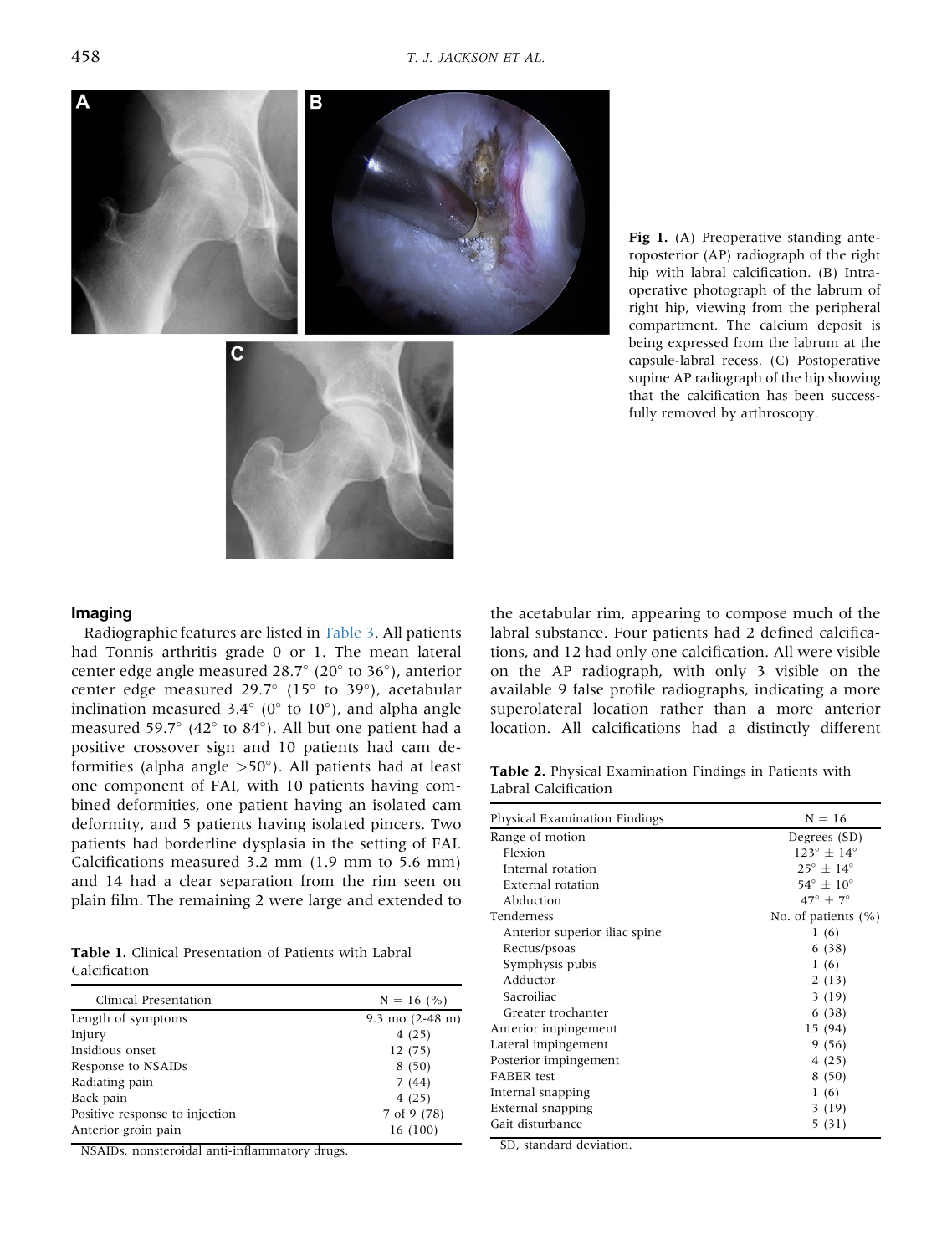**Fig 1.** (A) Preoperative standing anteroposterior (AP) radiograph of the right hip with labral calcification. (B) Intraoperative photograph of the labrum of right hip, viewing from the peripheral compartment. The calcium deposit is being expressed from the labrum at the capsule-labral recess. (C) Postoperative supine AP radiograph of the hip showing that the calcification has been successfully removed by arthroscopy.

## Imaging

Radiographic features are listed in Table 3. All patients had Tonnis arthritis grade 0 or 1. The mean lateral center edge angle measured 28.7° (20° to 36°), anterior center edge measured 29.7° (15° to 39°), acetabular inclination measured 3.4° (0° to 10°), and alpha angle measured 59.7° (42° to 84°). All but one patient had a positive crossover sign and 10 patients had cam deformities (alpha angle >50°). All patients had at least one component of FAI, with 10 patients having combined deformities, one patient having an isolated cam deformity, and 5 patients having isolated pincers. Two patients had borderline dysplasia in the setting of FAI. Calcifications measured 3.2 mm (1.9 mm to 5.6 mm) and 14 had a clear separation from the rim seen on plain film. The remaining 2 were large and extended to the acetabular rim, appearing to compose much of the labral substance. Four patients had 2 defined calcifications, and 12 had only one calcification. All were visible on the AP radiograph, with only 3 visible on the available 9 false profile radiographs, indicating a more superolateral location rather than a more anterior location. All calcifications had a distinctly different

**Table 1.** Clinical Presentation of Patients with Labral Calcification

| Clinical Presentation | N = 16 (%) |
|---|---|
| Length of symptoms | 9.3 mo (2-48 m) |
| Injury | 4 (25) |
| Insidious onset | 12 (75) |
| Response to NSAIDs | 8 (50) |
| Radiating pain | 7 (44) |
| Back pain | 4 (25) |
| Positive response to injection | 7 of 9 (78) |
| Anterior groin pain | 16 (100) |

NSAIDs, nonsteroidal anti-inflammatory drugs.

**Table 2.** Physical Examination Findings in Patients with Labral Calcification

| Physical Examination Findings | N = 16 |
|---|---|
| Range of motion | Degrees (SD) |
| Flexion | 123° ± 14° |
| Internal rotation | 25° ± 14° |
| External rotation | 54° ± 10° |
| Abduction | 47° ± 7° |
| Tenderness | No. of patients (%) |
| Anterior superior iliac spine | 1 (6) |
| Rectus/psoas | 6 (38) |
| Symphysis pubis | 1 (6) |
| Adductor | 2 (13) |
| Sacroiliac | 3 (19) |
| Greater trochanter | 6 (38) |
| Anterior impingement | 15 (94) |
| Lateral impingement | 9 (56) |
| Posterior impingement | 4 (25) |
| FABER test | 8 (50) |
| Internal snapping | 1 (6) |
| External snapping | 3 (19) |
| Gait disturbance | 5 (31) |

SD, standard deviation.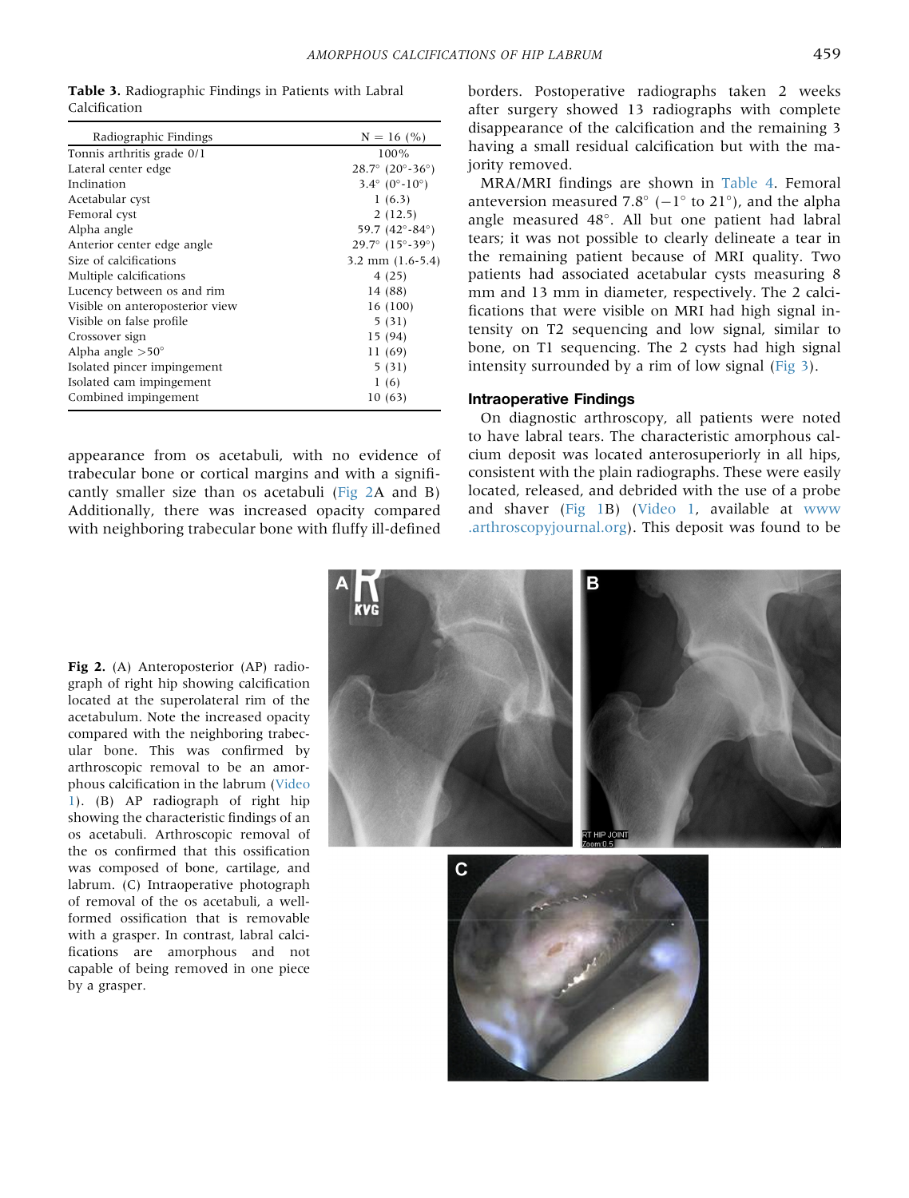**Table 3.** Radiographic Findings in Patients with Labral Calcification

| Radiographic Findings | N = 16 (%) |
|---|---|
| Tonnis arthritis grade 0/1 | 100% |
| Lateral center edge | 28.7° (20°-36°) |
| Inclination | 3.4° (0°-10°) |
| Acetabular cyst | 1 (6.3) |
| Femoral cyst | 2 (12.5) |
| Alpha angle | 59.7 (42°-84°) |
| Anterior center edge angle | 29.7° (15°-39°) |
| Size of calcifications | 3.2 mm (1.6-5.4) |
| Multiple calcifications | 4 (25) |
| Lucency between os and rim | 14 (88) |
| Visible on anteroposterior view | 16 (100) |
| Visible on false profile | 5 (31) |
| Crossover sign | 15 (94) |
| Alpha angle >50° | 11 (69) |
| Isolated pincer impingement | 5 (31) |
| Isolated cam impingement | 1 (6) |
| Combined impingement | 10 (63) |

appearance from os acetabuli, with no evidence of trabecular bone or cortical margins and with a significantly smaller size than os acetabuli (Fig 2A and B) Additionally, there was increased opacity compared with neighboring trabecular bone with fluffy ill-defined borders. Postoperative radiographs taken 2 weeks after surgery showed 13 radiographs with complete disappearance of the calcification and the remaining 3 having a small residual calcification but with the majority removed.

MRA/MRI findings are shown in Table 4. Femoral anteversion measured 7.8° (−1° to 21°), and the alpha angle measured 48°. All but one patient had labral tears; it was not possible to clearly delineate a tear in the remaining patient because of MRI quality. Two patients had associated acetabular cysts measuring 8 mm and 13 mm in diameter, respectively. The 2 calcifications that were visible on MRI had high signal intensity on T2 sequencing and low signal, similar to bone, on T1 sequencing. The 2 cysts had high signal intensity surrounded by a rim of low signal (Fig 3).

### Intraoperative Findings

On diagnostic arthroscopy, all patients were noted to have labral tears. The characteristic amorphous calcium deposit was located anterosuperiorly in all hips, consistent with the plain radiographs. These were easily located, released, and debrided with the use of a probe and shaver (Fig 1B) (Video 1, available at www.arthroscopyjournal.org). This deposit was found to be

**Fig 2.** (A) Anteroposterior (AP) radiograph of right hip showing calcification located at the superolateral rim of the acetabulum. Note the increased opacity compared with the neighboring trabecular bone. This was confirmed by arthroscopic removal to be an amorphous calcification in the labrum (Video 1). (B) AP radiograph of right hip showing the characteristic findings of an os acetabuli. Arthroscopic removal of the os confirmed that this ossification was composed of bone, cartilage, and labrum. (C) Intraoperative photograph of removal of the os acetabuli, a well-formed ossification that is removable with a grasper. In contrast, labral calcifications are amorphous and not capable of being removed in one piece by a grasper.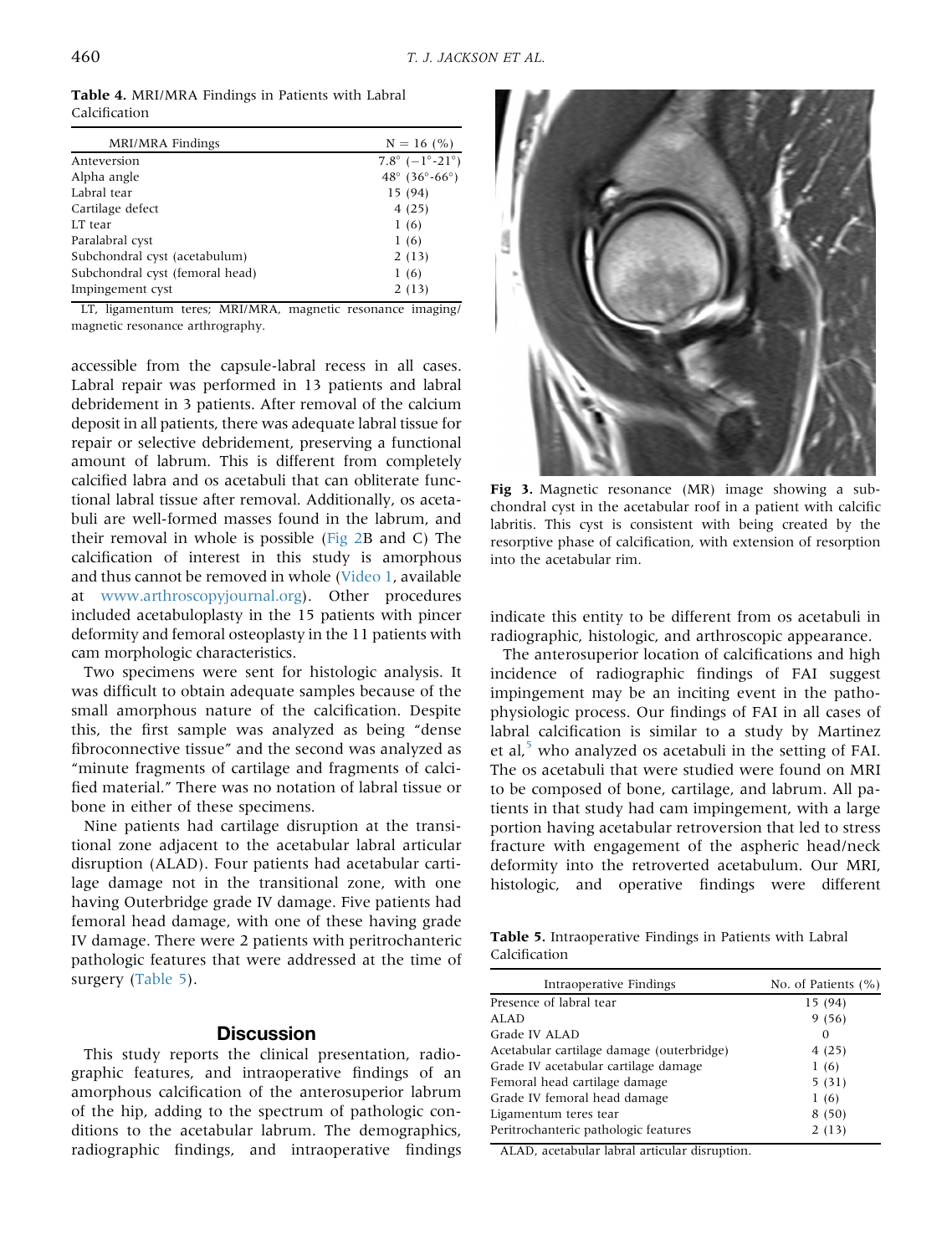**Table 4.** MRI/MRA Findings in Patients with Labral Calcification

| MRI/MRA Findings | N = 16 (%) |
| --- | --- |
| Anteversion | 7.8° (−1°-21°) |
| Alpha angle | 48° (36°-66°) |
| Labral tear | 15 (94) |
| Cartilage defect | 4 (25) |
| LT tear | 1 (6) |
| Paralabral cyst | 1 (6) |
| Subchondral cyst (acetabulum) | 2 (13) |
| Subchondral cyst (femoral head) | 1 (6) |
| Impingement cyst | 2 (13) |

LT, ligamentum teres; MRI/MRA, magnetic resonance imaging/magnetic resonance arthrography.

accessible from the capsule-labral recess in all cases. Labral repair was performed in 13 patients and labral debridement in 3 patients. After removal of the calcium deposit in all patients, there was adequate labral tissue for repair or selective debridement, preserving a functional amount of labrum. This is different from completely calcified labra and os acetabuli that can obliterate functional labral tissue after removal. Additionally, os acetabuli are well-formed masses found in the labrum, and their removal in whole is possible (Fig 2B and C) The calcification of interest in this study is amorphous and thus cannot be removed in whole (Video 1, available at www.arthroscopyjournal.org). Other procedures included acetabuloplasty in the 15 patients with pincer deformity and femoral osteoplasty in the 11 patients with cam morphologic characteristics.

Two specimens were sent for histologic analysis. It was difficult to obtain adequate samples because of the small amorphous nature of the calcification. Despite this, the first sample was analyzed as being "dense fibroconnective tissue" and the second was analyzed as "minute fragments of cartilage and fragments of calcified material." There was no notation of labral tissue or bone in either of these specimens.

Nine patients had cartilage disruption at the transitional zone adjacent to the acetabular labral articular disruption (ALAD). Four patients had acetabular cartilage damage not in the transitional zone, with one having Outerbridge grade IV damage. Five patients had femoral head damage, with one of these having grade IV damage. There were 2 patients with peritrochanteric pathologic features that were addressed at the time of surgery (Table 5).

## Discussion

This study reports the clinical presentation, radiographic features, and intraoperative findings of an amorphous calcification of the anterosuperior labrum of the hip, adding to the spectrum of pathologic conditions to the acetabular labrum. The demographics, radiographic findings, and intraoperative findings indicate this entity to be different from os acetabuli in radiographic, histologic, and arthroscopic appearance.

**Fig 3.** Magnetic resonance (MR) image showing a subchondral cyst in the acetabular roof in a patient with calcific labritis. This cyst is consistent with being created by the resorptive phase of calcification, with extension of resorption into the acetabular rim.

The anterosuperior location of calcifications and high incidence of radiographic findings of FAI suggest impingement may be an inciting event in the pathophysiologic process. Our findings of FAI in all cases of labral calcification is similar to a study by Martinez et al,[5] who analyzed os acetabuli in the setting of FAI. The os acetabuli that were studied were found on MRI to be composed of bone, cartilage, and labrum. All patients in that study had cam impingement, with a large portion having acetabular retroversion that led to stress fracture with engagement of the aspheric head/neck deformity into the retroverted acetabulum. Our MRI, histologic, and operative findings were different

**Table 5.** Intraoperative Findings in Patients with Labral Calcification

| Intraoperative Findings | No. of Patients (%) |
| --- | --- |
| Presence of labral tear | 15 (94) |
| ALAD | 9 (56) |
| Grade IV ALAD | 0 |
| Acetabular cartilage damage (outerbridge) | 4 (25) |
| Grade IV acetabular cartilage damage | 1 (6) |
| Femoral head cartilage damage | 5 (31) |
| Grade IV femoral head damage | 1 (6) |
| Ligamentum teres tear | 8 (50) |
| Peritrochanteric pathologic features | 2 (13) |

ALAD, acetabular labral articular disruption.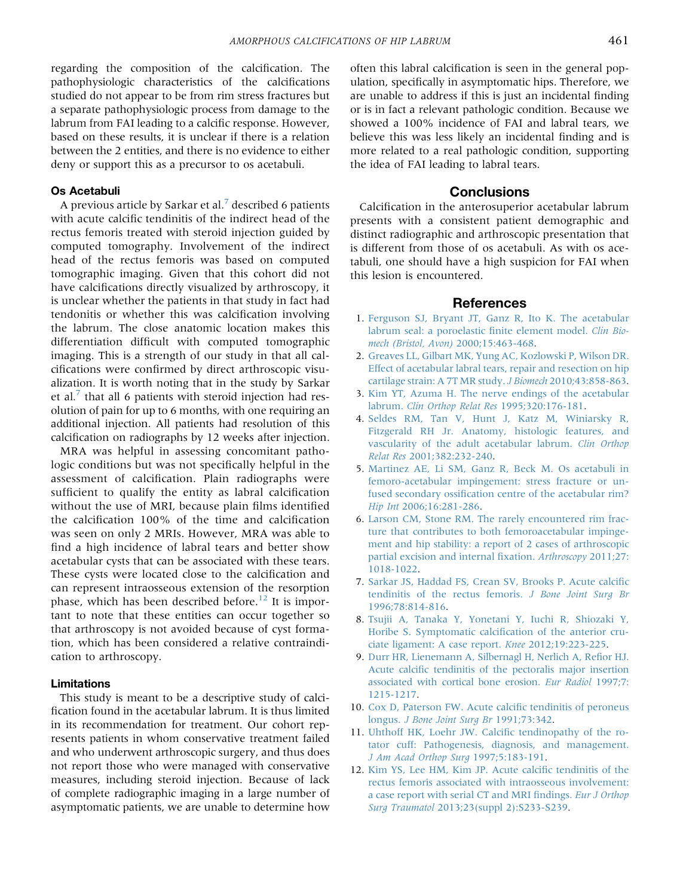regarding the composition of the calcification. The pathophysiologic characteristics of the calcifications studied do not appear to be from rim stress fractures but a separate pathophysiologic process from damage to the labrum from FAI leading to a calcific response. However, based on these results, it is unclear if there is a relation between the 2 entities, and there is no evidence to either deny or support this as a precursor to os acetabuli.

### Os Acetabuli

A previous article by Sarkar et al.[7] described 6 patients with acute calcific tendinitis of the indirect head of the rectus femoris treated with steroid injection guided by computed tomography. Involvement of the indirect head of the rectus femoris was based on computed tomographic imaging. Given that this cohort did not have calcifications directly visualized by arthroscopy, it is unclear whether the patients in that study in fact had tendonitis or whether this was calcification involving the labrum. The close anatomic location makes this differentiation difficult with computed tomographic imaging. This is a strength of our study in that all calcifications were confirmed by direct arthroscopic visualization. It is worth noting that in the study by Sarkar et al.[7] that all 6 patients with steroid injection had resolution of pain for up to 6 months, with one requiring an additional injection. All patients had resolution of this calcification on radiographs by 12 weeks after injection.

MRA was helpful in assessing concomitant pathologic conditions but was not specifically helpful in the assessment of calcification. Plain radiographs were sufficient to qualify the entity as labral calcification without the use of MRI, because plain films identified the calcification 100% of the time and calcification was seen on only 2 MRIs. However, MRA was able to find a high incidence of labral tears and better show acetabular cysts that can be associated with these tears. These cysts were located close to the calcification and can represent intraosseous extension of the resorption phase, which has been described before.[12] It is important to note that these entities can occur together so that arthroscopy is not avoided because of cyst formation, which has been considered a relative contraindication to arthroscopy.

### Limitations

This study is meant to be a descriptive study of calcification found in the acetabular labrum. It is thus limited in its recommendation for treatment. Our cohort represents patients in whom conservative treatment failed and who underwent arthroscopic surgery, and thus does not report those who were managed with conservative measures, including steroid injection. Because of lack of complete radiographic imaging in a large number of asymptomatic patients, we are unable to determine how often this labral calcification is seen in the general population, specifically in asymptomatic hips. Therefore, we are unable to address if this is just an incidental finding or is in fact a relevant pathologic condition. Because we showed a 100% incidence of FAI and labral tears, we believe this was less likely an incidental finding and is more related to a real pathologic condition, supporting the idea of FAI leading to labral tears.

## Conclusions

Calcification in the anterosuperior acetabular labrum presents with a consistent patient demographic and distinct radiographic and arthroscopic presentation that is different from those of os acetabuli. As with os acetabuli, one should have a high suspicion for FAI when this lesion is encountered.

## References

1. Ferguson SJ, Bryant JT, Ganz R, Ito K. The acetabular labrum seal: a poroelastic finite element model. *Clin Biomech (Bristol, Avon)* 2000;15:463-468.
2. Greaves LL, Gilbart MK, Yung AC, Kozlowski P, Wilson DR. Effect of acetabular labral tears, repair and resection on hip cartilage strain: A 7T MR study. *J Biomech* 2010;43:858-863.
3. Kim YT, Azuma H. The nerve endings of the acetabular labrum. *Clin Orthop Relat Res* 1995;320:176-181.
4. Seldes RM, Tan V, Hunt J, Katz M, Winiarsky R, Fitzgerald RH Jr. Anatomy, histologic features, and vascularity of the adult acetabular labrum. *Clin Orthop Relat Res* 2001;382:232-240.
5. Martinez AE, Li SM, Ganz R, Beck M. Os acetabuli in femoro-acetabular impingement: stress fracture or unfused secondary ossification centre of the acetabular rim? *Hip Int* 2006;16:281-286.
6. Larson CM, Stone RM. The rarely encountered rim fracture that contributes to both femoroacetabular impingement and hip stability: a report of 2 cases of arthroscopic partial excision and internal fixation. *Arthroscopy* 2011;27:1018-1022.
7. Sarkar JS, Haddad FS, Crean SV, Brooks P. Acute calcific tendinitis of the rectus femoris. *J Bone Joint Surg Br* 1996;78:814-816.
8. Tsujii A, Tanaka Y, Yonetani Y, Iuchi R, Shiozaki Y, Horibe S. Symptomatic calcification of the anterior cruciate ligament: A case report. *Knee* 2012;19:223-225.
9. Durr HR, Lienemann A, Silbernagl H, Nerlich A, Refior HJ. Acute calcific tendinitis of the pectoralis major insertion associated with cortical bone erosion. *Eur Radiol* 1997;7:1215-1217.
10. Cox D, Paterson FW. Acute calcific tendinitis of peroneus longus. *J Bone Joint Surg Br* 1991;73:342.
11. Uhthoff HK, Loehr JW. Calcific tendinopathy of the rotator cuff: Pathogenesis, diagnosis, and management. *J Am Acad Orthop Surg* 1997;5:183-191.
12. Kim YS, Lee HM, Kim JP. Acute calcific tendinitis of the rectus femoris associated with intraosseous involvement: a case report with serial CT and MRI findings. *Eur J Orthop Surg Traumatol* 2013;23(suppl 2):S233-S239.